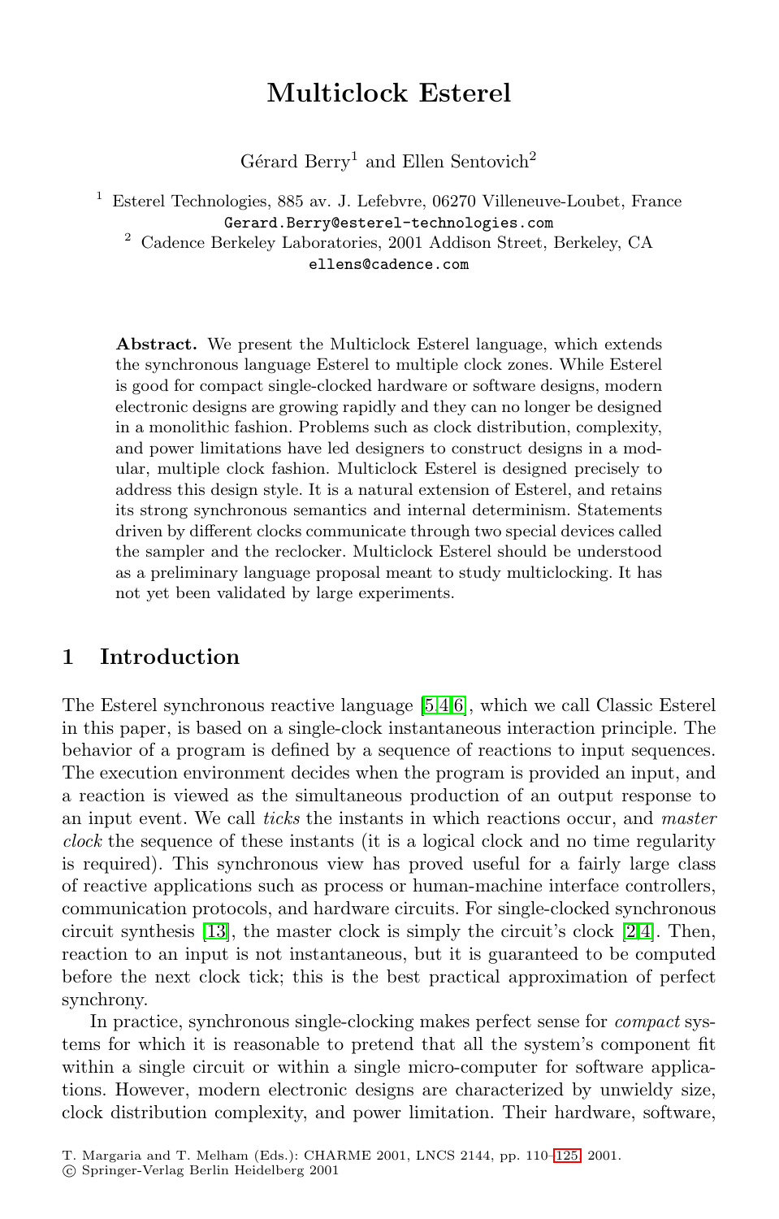# Multiclock Esterel

Gérard Berry[1] and Ellen Sentovich[2]

[1] Esterel Technologies, 885 av. J. Lefebvre, 06270 Villeneuve-Loubet, France
Gerard.Berry@esterel-technologies.com

[2] Cadence Berkeley Laboratories, 2001 Addison Street, Berkeley, CA
ellens@cadence.com

**Abstract.** We present the Multiclock Esterel language, which extends the synchronous language Esterel to multiple clock zones. While Esterel is good for compact single-clocked hardware or software designs, modern electronic designs are growing rapidly and they can no longer be designed in a monolithic fashion. Problems such as clock distribution, complexity, and power limitations have led designers to construct designs in a modular, multiple clock fashion. Multiclock Esterel is designed precisely to address this design style. It is a natural extension of Esterel, and retains its strong synchronous semantics and internal determinism. Statements driven by different clocks communicate through two special devices called the sampler and the reclocker. Multiclock Esterel should be understood as a preliminary language proposal meant to study multiclocking. It has not yet been validated by large experiments.

## 1 Introduction

The Esterel synchronous reactive language [5,4,6], which we call Classic Esterel in this paper, is based on a single-clock instantaneous interaction principle. The behavior of a program is defined by a sequence of reactions to input sequences. The execution environment decides when the program is provided an input, and a reaction is viewed as the simultaneous production of an output response to an input event. We call *ticks* the instants in which reactions occur, and *master clock* the sequence of these instants (it is a logical clock and no time regularity is required). This synchronous view has proved useful for a fairly large class of reactive applications such as process or human-machine interface controllers, communication protocols, and hardware circuits. For single-clocked synchronous circuit synthesis [13], the master clock is simply the circuit's clock [2,4]. Then, reaction to an input is not instantaneous, but it is guaranteed to be computed before the next clock tick; this is the best practical approximation of perfect synchrony.

In practice, synchronous single-clocking makes perfect sense for *compact* systems for which it is reasonable to pretend that all the system's component fit within a single circuit or within a single micro-computer for software applications. However, modern electronic designs are characterized by unwieldy size, clock distribution complexity, and power limitation. Their hardware, software,

T. Margaria and T. Melham (Eds.): CHARME 2001, LNCS 2144, pp. 110–125, 2001.
© Springer-Verlag Berlin Heidelberg 2001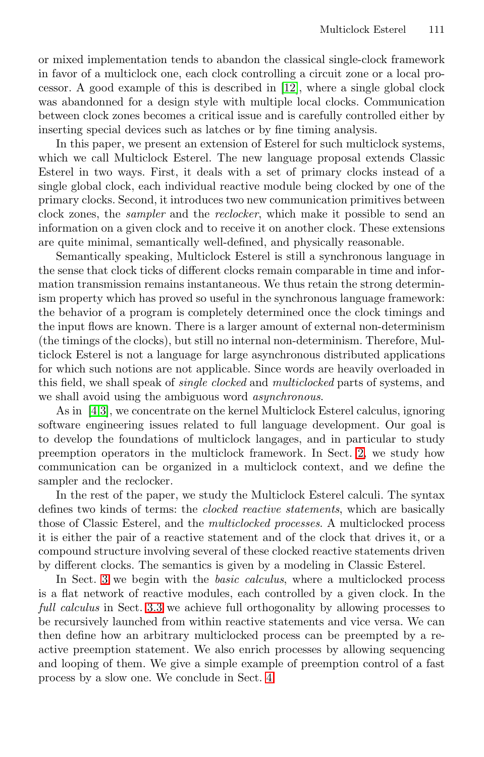or mixed implementation tends to abandon the classical single-clock framework in favor of a multiclock one, each clock controlling a circuit zone or a local processor. A good example of this is described in [12], where a single global clock was abandonned for a design style with multiple local clocks. Communication between clock zones becomes a critical issue and is carefully controlled either by inserting special devices such as latches or by fine timing analysis.

In this paper, we present an extension of Esterel for such multiclock systems, which we call Multiclock Esterel. The new language proposal extends Classic Esterel in two ways. First, it deals with a set of primary clocks instead of a single global clock, each individual reactive module being clocked by one of the primary clocks. Second, it introduces two new communication primitives between clock zones, the *sampler* and the *reclocker*, which make it possible to send an information on a given clock and to receive it on another clock. These extensions are quite minimal, semantically well-defined, and physically reasonable.

Semantically speaking, Multiclock Esterel is still a synchronous language in the sense that clock ticks of different clocks remain comparable in time and information transmission remains instantaneous. We thus retain the strong determinism property which has proved so useful in the synchronous language framework: the behavior of a program is completely determined once the clock timings and the input flows are known. There is a larger amount of external non-determinism (the timings of the clocks), but still no internal non-determinism. Therefore, Multiclock Esterel is not a language for large asynchronous distributed applications for which such notions are not applicable. Since words are heavily overloaded in this field, we shall speak of *single clocked* and *multiclocked* parts of systems, and we shall avoid using the ambiguous word *asynchronous*.

As in [4,3], we concentrate on the kernel Multiclock Esterel calculus, ignoring software engineering issues related to full language development. Our goal is to develop the foundations of multiclock langages, and in particular to study preemption operators in the multiclock framework. In Sect. 2, we study how communication can be organized in a multiclock context, and we define the sampler and the reclocker.

In the rest of the paper, we study the Multiclock Esterel calculi. The syntax defines two kinds of terms: the *clocked reactive statements*, which are basically those of Classic Esterel, and the *multiclocked processes*. A multiclocked process it is either the pair of a reactive statement and of the clock that drives it, or a compound structure involving several of these clocked reactive statements driven by different clocks. The semantics is given by a modeling in Classic Esterel.

In Sect. 3 we begin with the *basic calculus*, where a multiclocked process is a flat network of reactive modules, each controlled by a given clock. In the *full calculus* in Sect. 3.3 we achieve full orthogonality by allowing processes to be recursively launched from within reactive statements and vice versa. We can then define how an arbitrary multiclocked process can be preempted by a reactive preemption statement. We also enrich processes by allowing sequencing and looping of them. We give a simple example of preemption control of a fast process by a slow one. We conclude in Sect. 4.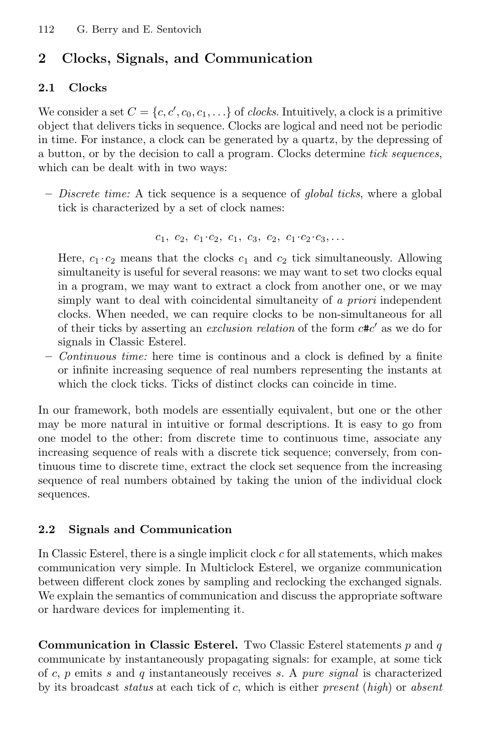## 2 Clocks, Signals, and Communication

### 2.1 Clocks

We consider a set $C = \{c, c', c_0, c_1, \ldots\}$ of *clocks*. Intuitively, a clock is a primitive object that delivers ticks in sequence. Clocks are logical and need not be periodic in time. For instance, a clock can be generated by a quartz, by the depressing of a button, or by the decision to call a program. Clocks determine *tick sequences*, which can be dealt with in two ways:

– *Discrete time:* A tick sequence is a sequence of *global ticks*, where a global tick is characterized by a set of clock names:

$$c_1,\ c_2,\ c_1{\cdot}c_2,\ c_1,\ c_3,\ c_2,\ c_1{\cdot}c_2{\cdot}c_3, \ldots$$

Here, $c_1 \cdot c_2$ means that the clocks $c_1$ and $c_2$ tick simultaneously. Allowing simultaneity is useful for several reasons: we may want to set two clocks equal in a program, we may want to extract a clock from another one, or we may simply want to deal with coincidental simultaneity of *a priori* independent clocks. When needed, we can require clocks to be non-simultaneous for all of their ticks by asserting an *exclusion relation* of the form $c\#c'$ as we do for signals in Classic Esterel.

– *Continuous time:* here time is continous and a clock is defined by a finite or infinite increasing sequence of real numbers representing the instants at which the clock ticks. Ticks of distinct clocks can coincide in time.

In our framework, both models are essentially equivalent, but one or the other may be more natural in intuitive or formal descriptions. It is easy to go from one model to the other: from discrete time to continuous time, associate any increasing sequence of reals with a discrete tick sequence; conversely, from continuous time to discrete time, extract the clock set sequence from the increasing sequence of real numbers obtained by taking the union of the individual clock sequences.

### 2.2 Signals and Communication

In Classic Esterel, there is a single implicit clock $c$ for all statements, which makes communication very simple. In Multiclock Esterel, we organize communication between different clock zones by sampling and reclocking the exchanged signals. We explain the semantics of communication and discuss the appropriate software or hardware devices for implementing it.

**Communication in Classic Esterel.** Two Classic Esterel statements $p$ and $q$ communicate by instantaneously propagating signals: for example, at some tick of $c$, $p$ emits $s$ and $q$ instantaneously receives $s$. A *pure signal* is characterized by its broadcast *status* at each tick of $c$, which is either *present* (*high*) or *absent*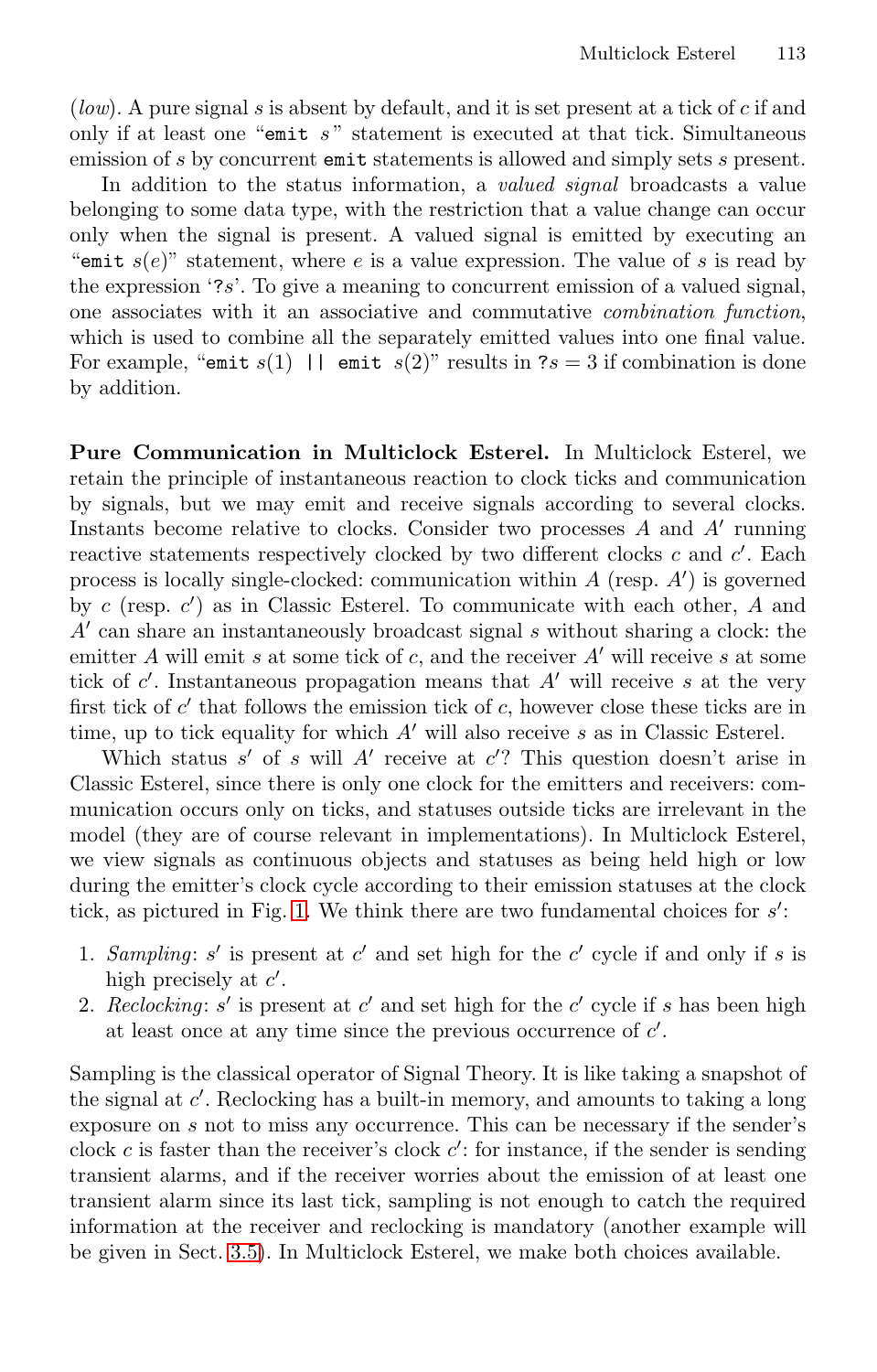(*low*). A pure signal $s$ is absent by default, and it is set present at a tick of $c$ if and only if at least one "`emit` $s$" statement is executed at that tick. Simultaneous emission of $s$ by concurrent `emit` statements is allowed and simply sets $s$ present.

In addition to the status information, a *valued signal* broadcasts a value belonging to some data type, with the restriction that a value change can occur only when the signal is present. A valued signal is emitted by executing an "`emit` $s(e)$" statement, where $e$ is a value expression. The value of $s$ is read by the expression '`?`$s$'. To give a meaning to concurrent emission of a valued signal, one associates with it an associative and commutative *combination function*, which is used to combine all the separately emitted values into one final value. For example, "`emit` $s(1)$ `||` `emit` $s(2)$" results in `?`$s = 3$ if combination is done by addition.

**Pure Communication in Multiclock Esterel.** In Multiclock Esterel, we retain the principle of instantaneous reaction to clock ticks and communication by signals, but we may emit and receive signals according to several clocks. Instants become relative to clocks. Consider two processes $A$ and $A'$ running reactive statements respectively clocked by two different clocks $c$ and $c'$. Each process is locally single-clocked: communication within $A$ (resp. $A'$) is governed by $c$ (resp. $c'$) as in Classic Esterel. To communicate with each other, $A$ and $A'$ can share an instantaneously broadcast signal $s$ without sharing a clock: the emitter $A$ will emit $s$ at some tick of $c$, and the receiver $A'$ will receive $s$ at some tick of $c'$. Instantaneous propagation means that $A'$ will receive $s$ at the very first tick of $c'$ that follows the emission tick of $c$, however close these ticks are in time, up to tick equality for which $A'$ will also receive $s$ as in Classic Esterel.

Which status $s'$ of $s$ will $A'$ receive at $c'$? This question doesn't arise in Classic Esterel, since there is only one clock for the emitters and receivers: communication occurs only on ticks, and statuses outside ticks are irrelevant in the model (they are of course relevant in implementations). In Multiclock Esterel, we view signals as continuous objects and statuses as being held high or low during the emitter's clock cycle according to their emission statuses at the clock tick, as pictured in Fig. 1. We think there are two fundamental choices for $s'$:

1. *Sampling*: $s'$ is present at $c'$ and set high for the $c'$ cycle if and only if $s$ is high precisely at $c'$.
2. *Reclocking*: $s'$ is present at $c'$ and set high for the $c'$ cycle if $s$ has been high at least once at any time since the previous occurrence of $c'$.

Sampling is the classical operator of Signal Theory. It is like taking a snapshot of the signal at $c'$. Reclocking has a built-in memory, and amounts to taking a long exposure on $s$ not to miss any occurrence. This can be necessary if the sender's clock $c$ is faster than the receiver's clock $c'$: for instance, if the sender is sending transient alarms, and if the receiver worries about the emission of at least one transient alarm since its last tick, sampling is not enough to catch the required information at the receiver and reclocking is mandatory (another example will be given in Sect. 3.5). In Multiclock Esterel, we make both choices available.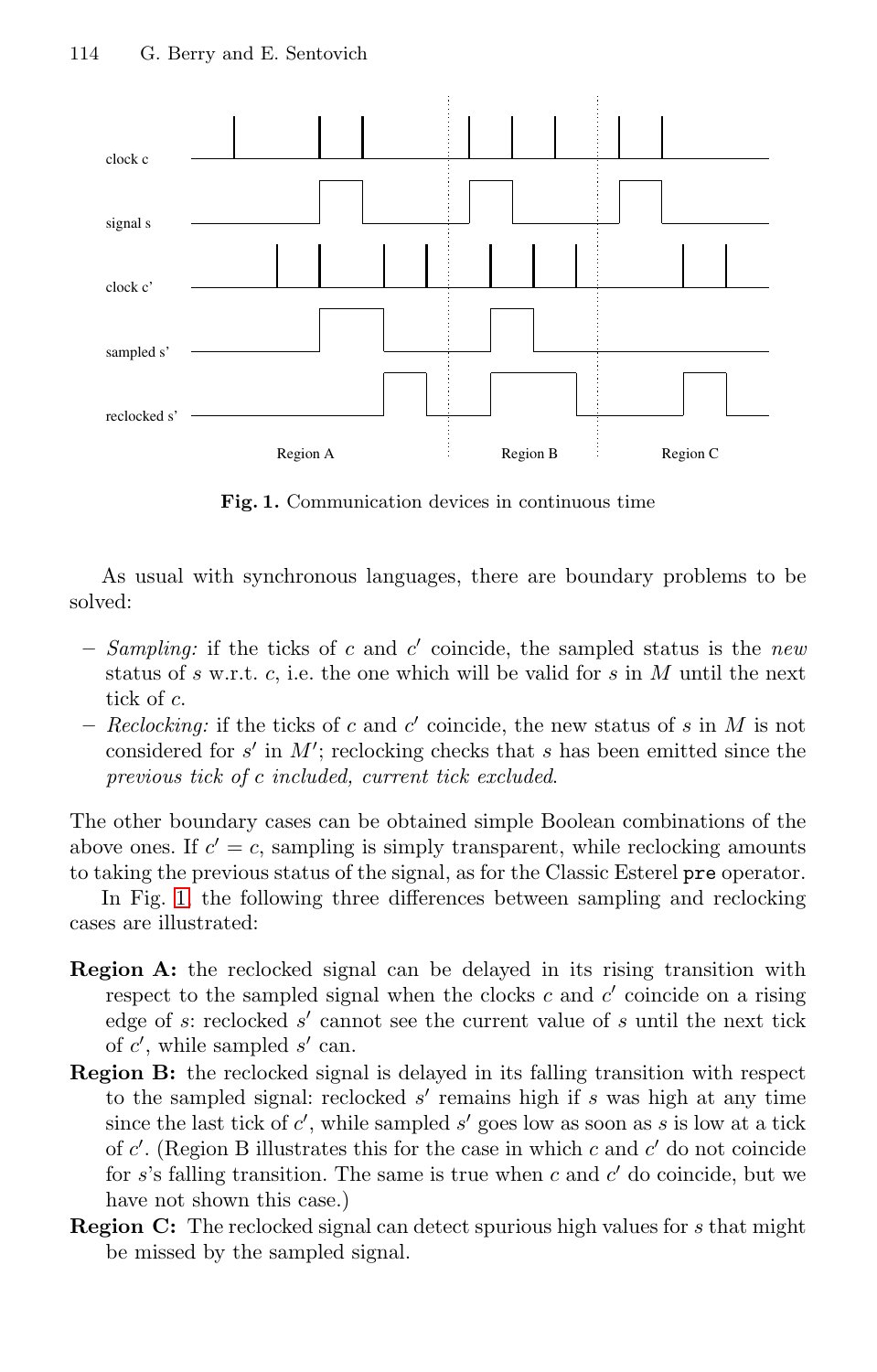clock c

signal s

clock c'

sampled s'

reclocked s'

Region A

Region B

Region C

**Fig. 1.** Communication devices in continuous time

As usual with synchronous languages, there are boundary problems to be solved:

- *Sampling:* if the ticks of $c$ and $c'$ coincide, the sampled status is the *new* status of $s$ w.r.t. $c$, i.e. the one which will be valid for $s$ in $M$ until the next tick of $c$.
- *Reclocking:* if the ticks of $c$ and $c'$ coincide, the new status of $s$ in $M$ is not considered for $s'$ in $M'$; reclocking checks that $s$ has been emitted since the *previous tick of c included, current tick excluded*.

The other boundary cases can be obtained simple Boolean combinations of the above ones. If $c' = c$, sampling is simply transparent, while reclocking amounts to taking the previous status of the signal, as for the Classic Esterel `pre` operator.

In Fig. 1 the following three differences between sampling and reclocking cases are illustrated:

**Region A:** the reclocked signal can be delayed in its rising transition with respect to the sampled signal when the clocks $c$ and $c'$ coincide on a rising edge of $s$: reclocked $s'$ cannot see the current value of $s$ until the next tick of $c'$, while sampled $s'$ can.

**Region B:** the reclocked signal is delayed in its falling transition with respect to the sampled signal: reclocked $s'$ remains high if $s$ was high at any time since the last tick of $c'$, while sampled $s'$ goes low as soon as $s$ is low at a tick of $c'$. (Region B illustrates this for the case in which $c$ and $c'$ do not coincide for $s$'s falling transition. The same is true when $c$ and $c'$ do coincide, but we have not shown this case.)

**Region C:** The reclocked signal can detect spurious high values for $s$ that might be missed by the sampled signal.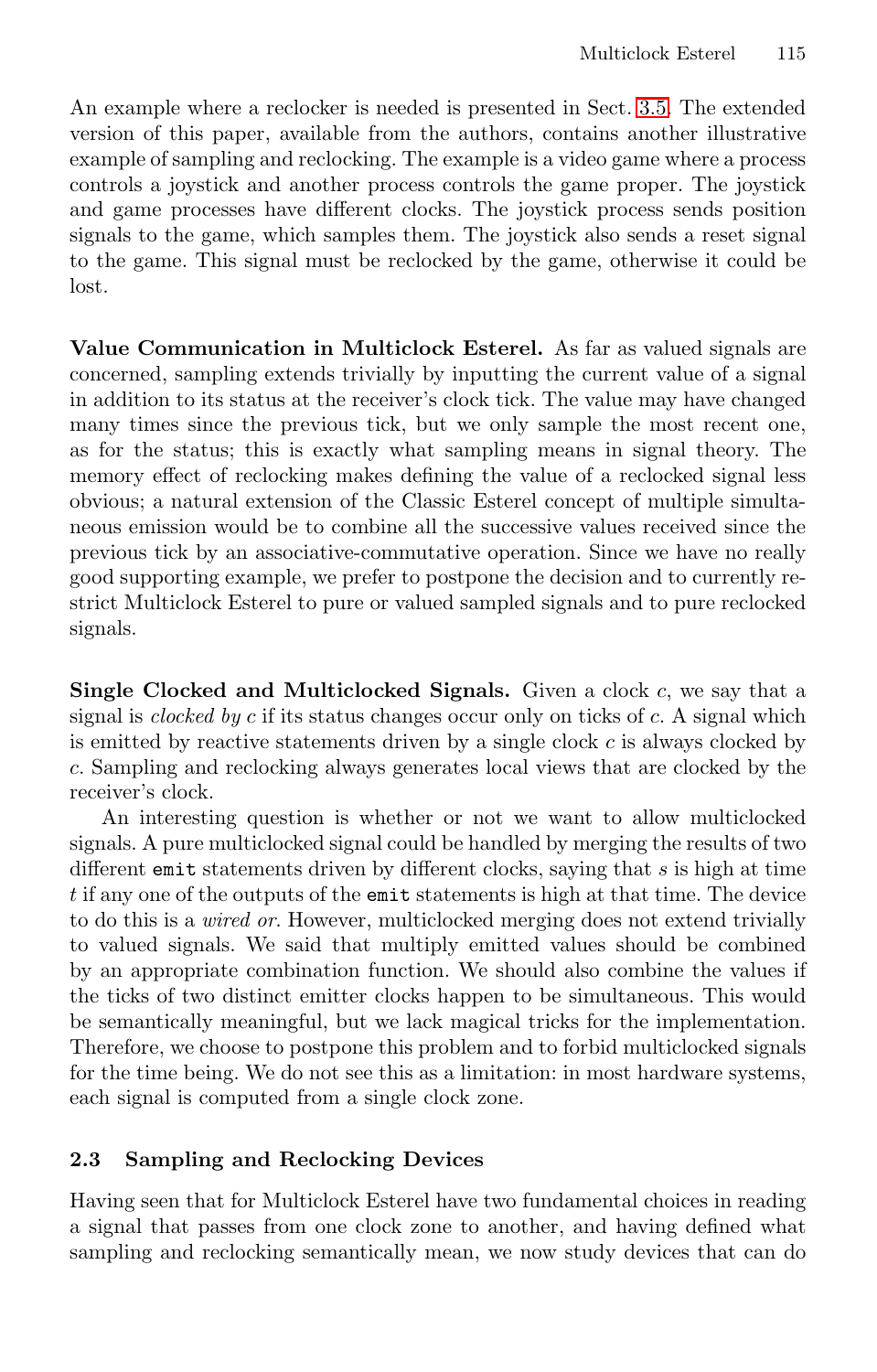An example where a reclocker is needed is presented in Sect. 3.5. The extended version of this paper, available from the authors, contains another illustrative example of sampling and reclocking. The example is a video game where a process controls a joystick and another process controls the game proper. The joystick and game processes have different clocks. The joystick process sends position signals to the game, which samples them. The joystick also sends a reset signal to the game. This signal must be reclocked by the game, otherwise it could be lost.

**Value Communication in Multiclock Esterel.** As far as valued signals are concerned, sampling extends trivially by inputting the current value of a signal in addition to its status at the receiver's clock tick. The value may have changed many times since the previous tick, but we only sample the most recent one, as for the status; this is exactly what sampling means in signal theory. The memory effect of reclocking makes defining the value of a reclocked signal less obvious; a natural extension of the Classic Esterel concept of multiple simultaneous emission would be to combine all the successive values received since the previous tick by an associative-commutative operation. Since we have no really good supporting example, we prefer to postpone the decision and to currently restrict Multiclock Esterel to pure or valued sampled signals and to pure reclocked signals.

**Single Clocked and Multiclocked Signals.** Given a clock $c$, we say that a signal is *clocked by $c$* if its status changes occur only on ticks of $c$. A signal which is emitted by reactive statements driven by a single clock $c$ is always clocked by $c$. Sampling and reclocking always generates local views that are clocked by the receiver's clock.

An interesting question is whether or not we want to allow multiclocked signals. A pure multiclocked signal could be handled by merging the results of two different `emit` statements driven by different clocks, saying that $s$ is high at time $t$ if any one of the outputs of the `emit` statements is high at that time. The device to do this is a *wired or*. However, multiclocked merging does not extend trivially to valued signals. We said that multiply emitted values should be combined by an appropriate combination function. We should also combine the values if the ticks of two distinct emitter clocks happen to be simultaneous. This would be semantically meaningful, but we lack magical tricks for the implementation. Therefore, we choose to postpone this problem and to forbid multiclocked signals for the time being. We do not see this as a limitation: in most hardware systems, each signal is computed from a single clock zone.

### 2.3 Sampling and Reclocking Devices

Having seen that for Multiclock Esterel have two fundamental choices in reading a signal that passes from one clock zone to another, and having defined what sampling and reclocking semantically mean, we now study devices that can do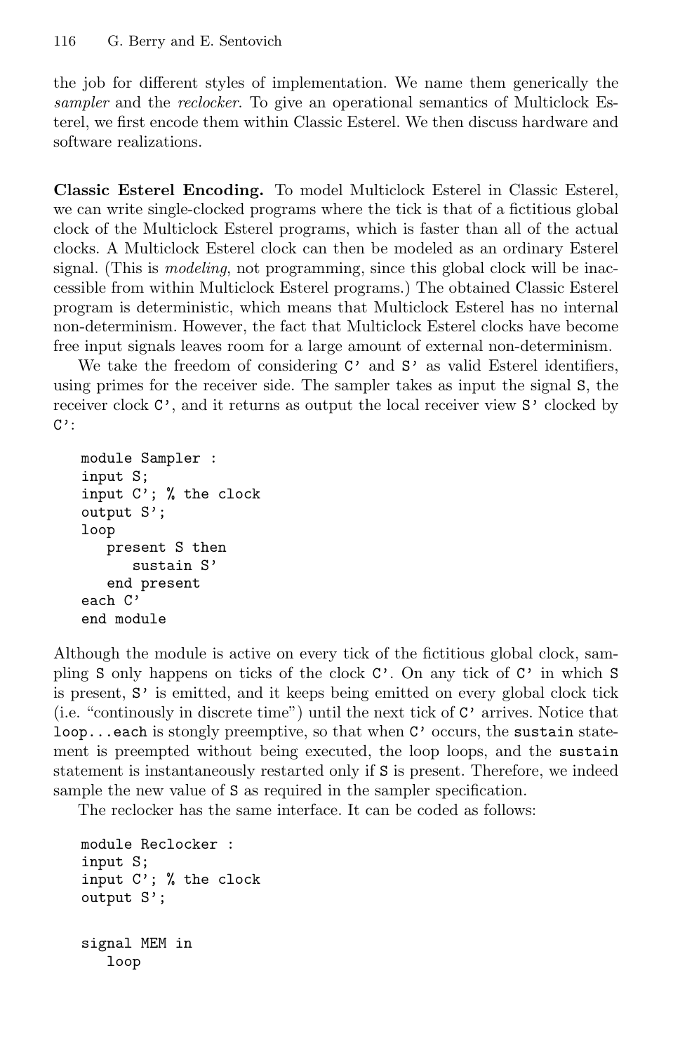the job for different styles of implementation. We name them generically the *sampler* and the *reclocker*. To give an operational semantics of Multiclock Esterel, we first encode them within Classic Esterel. We then discuss hardware and software realizations.

**Classic Esterel Encoding.** To model Multiclock Esterel in Classic Esterel, we can write single-clocked programs where the tick is that of a fictitious global clock of the Multiclock Esterel programs, which is faster than all of the actual clocks. A Multiclock Esterel clock can then be modeled as an ordinary Esterel signal. (This is *modeling*, not programming, since this global clock will be inaccessible from within Multiclock Esterel programs.) The obtained Classic Esterel program is deterministic, which means that Multiclock Esterel has no internal non-determinism. However, the fact that Multiclock Esterel clocks have become free input signals leaves room for a large amount of external non-determinism.

We take the freedom of considering `C'` and `S'` as valid Esterel identifiers, using primes for the receiver side. The sampler takes as input the signal `S`, the receiver clock `C'`, and it returns as output the local receiver view `S'` clocked by `C'`:

```
module Sampler :
input S;
input C'; % the clock
output S';
loop
   present S then
      sustain S'
   end present
each C'
end module
```

Although the module is active on every tick of the fictitious global clock, sampling `S` only happens on ticks of the clock `C'`. On any tick of `C'` in which `S` is present, `S'` is emitted, and it keeps being emitted on every global clock tick (i.e. "continously in discrete time") until the next tick of `C'` arrives. Notice that `loop...each` is stongly preemptive, so that when `C'` occurs, the `sustain` statement is preempted without being executed, the loop loops, and the `sustain` statement is instantaneously restarted only if `S` is present. Therefore, we indeed sample the new value of `S` as required in the sampler specification.

The reclocker has the same interface. It can be coded as follows:

```
module Reclocker :
input S;
input C'; % the clock
output S';

signal MEM in
   loop
```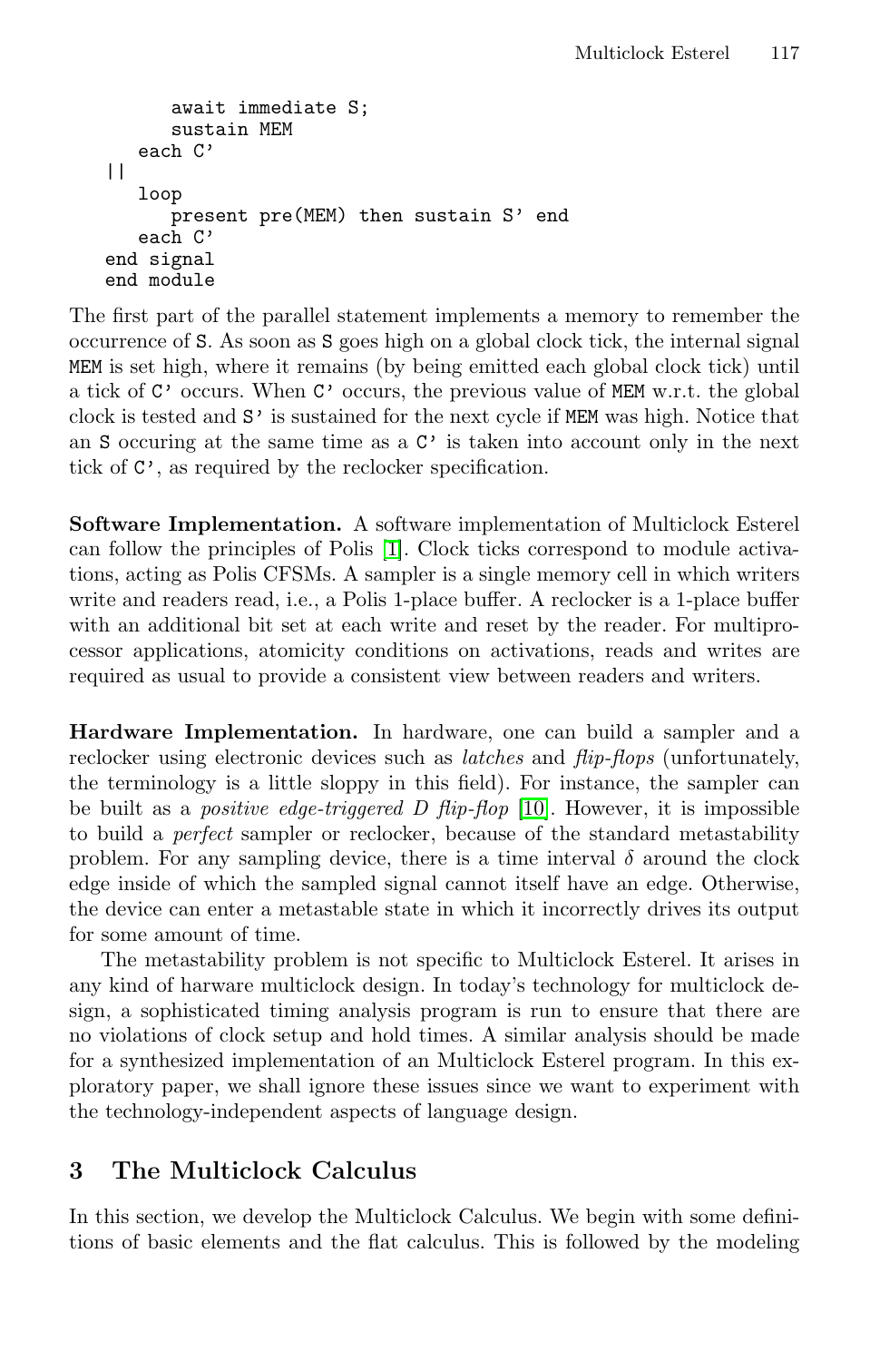```
      await immediate S;
      sustain MEM
    each C'
  ||
    loop
      present pre(MEM) then sustain S' end
    each C'
  end signal
end module
```

The first part of the parallel statement implements a memory to remember the occurrence of S. As soon as S goes high on a global clock tick, the internal signal MEM is set high, where it remains (by being emitted each global clock tick) until a tick of C' occurs. When C' occurs, the previous value of MEM w.r.t. the global clock is tested and S' is sustained for the next cycle if MEM was high. Notice that an S occuring at the same time as a C' is taken into account only in the next tick of C', as required by the reclocker specification.

**Software Implementation.** A software implementation of Multiclock Esterel can follow the principles of Polis [1]. Clock ticks correspond to module activations, acting as Polis CFSMs. A sampler is a single memory cell in which writers write and readers read, i.e., a Polis 1-place buffer. A reclocker is a 1-place buffer with an additional bit set at each write and reset by the reader. For multiprocessor applications, atomicity conditions on activations, reads and writes are required as usual to provide a consistent view between readers and writers.

**Hardware Implementation.** In hardware, one can build a sampler and a reclocker using electronic devices such as *latches* and *flip-flops* (unfortunately, the terminology is a little sloppy in this field). For instance, the sampler can be built as a *positive edge-triggered D flip-flop* [10]. However, it is impossible to build a *perfect* sampler or reclocker, because of the standard metastability problem. For any sampling device, there is a time interval $\delta$ around the clock edge inside of which the sampled signal cannot itself have an edge. Otherwise, the device can enter a metastable state in which it incorrectly drives its output for some amount of time.

The metastability problem is not specific to Multiclock Esterel. It arises in any kind of harware multiclock design. In today's technology for multiclock design, a sophisticated timing analysis program is run to ensure that there are no violations of clock setup and hold times. A similar analysis should be made for a synthesized implementation of an Multiclock Esterel program. In this exploratory paper, we shall ignore these issues since we want to experiment with the technology-independent aspects of language design.

## 3 The Multiclock Calculus

In this section, we develop the Multiclock Calculus. We begin with some definitions of basic elements and the flat calculus. This is followed by the modeling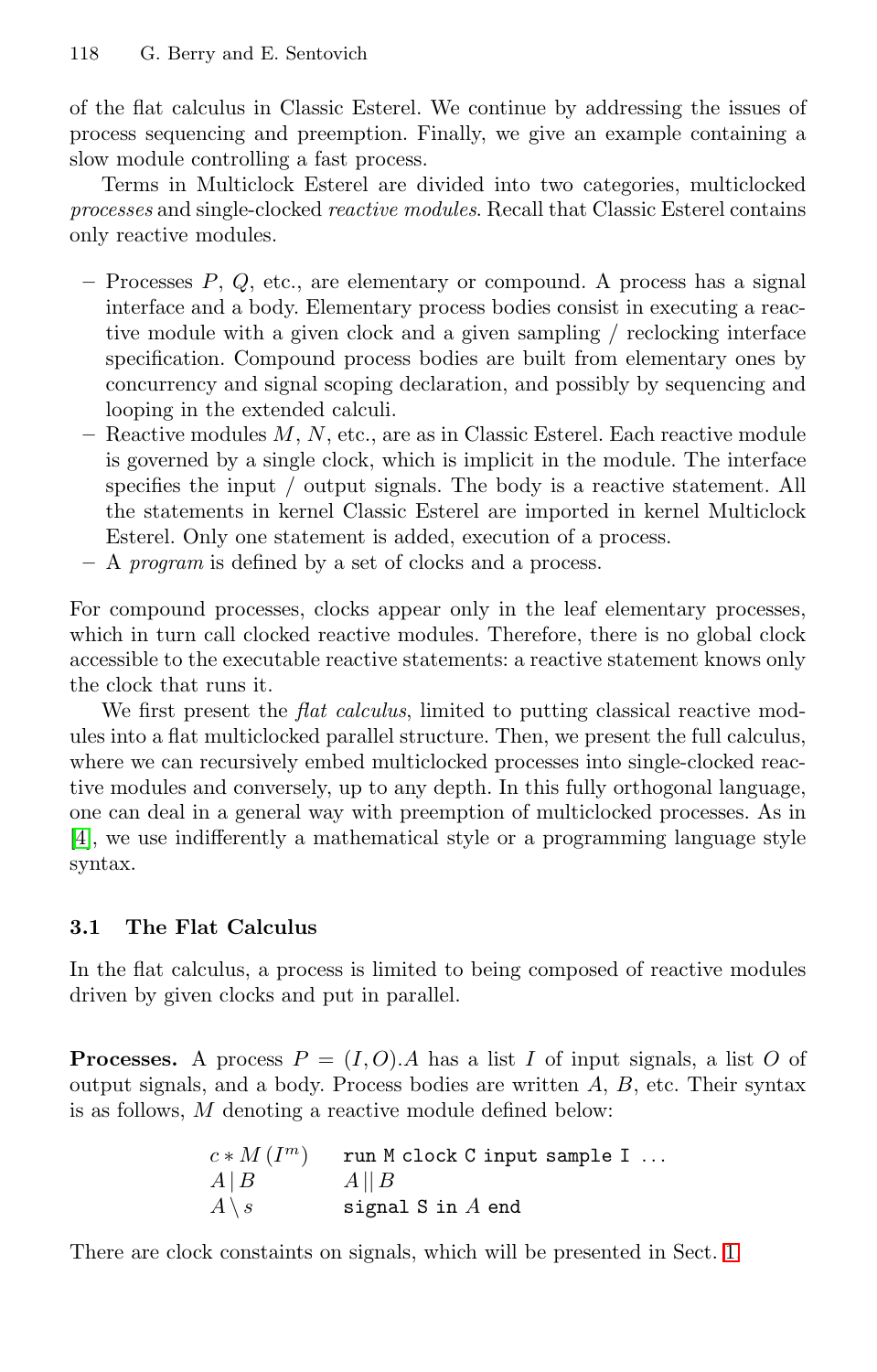of the flat calculus in Classic Esterel. We continue by addressing the issues of process sequencing and preemption. Finally, we give an example containing a slow module controlling a fast process.

Terms in Multiclock Esterel are divided into two categories, multiclocked *processes* and single-clocked *reactive modules*. Recall that Classic Esterel contains only reactive modules.

- Processes $P$, $Q$, etc., are elementary or compound. A process has a signal interface and a body. Elementary process bodies consist in executing a reactive module with a given clock and a given sampling / reclocking interface specification. Compound process bodies are built from elementary ones by concurrency and signal scoping declaration, and possibly by sequencing and looping in the extended calculi.
- Reactive modules $M$, $N$, etc., are as in Classic Esterel. Each reactive module is governed by a single clock, which is implicit in the module. The interface specifies the input / output signals. The body is a reactive statement. All the statements in kernel Classic Esterel are imported in kernel Multiclock Esterel. Only one statement is added, execution of a process.
- A *program* is defined by a set of clocks and a process.

For compound processes, clocks appear only in the leaf elementary processes, which in turn call clocked reactive modules. Therefore, there is no global clock accessible to the executable reactive statements: a reactive statement knows only the clock that runs it.

We first present the *flat calculus*, limited to putting classical reactive modules into a flat multiclocked parallel structure. Then, we present the full calculus, where we can recursively embed multiclocked processes into single-clocked reactive modules and conversely, up to any depth. In this fully orthogonal language, one can deal in a general way with preemption of multiclocked processes. As in [4], we use indifferently a mathematical style or a programming language style syntax.

### 3.1 The Flat Calculus

In the flat calculus, a process is limited to being composed of reactive modules driven by given clocks and put in parallel.

**Processes.** A process $P = (I, O).A$ has a list $I$ of input signals, a list $O$ of output signals, and a body. Process bodies are written $A$, $B$, etc. Their syntax is as follows, $M$ denoting a reactive module defined below:

| | |
|---|---|
| $c * M\,(I^m)$ | `run M clock C input sample I ...` |
| $A \,\vert\, B$ | $A \,\vert\vert\, B$ |
| $A \setminus s$ | `signal S in` $A$ `end` |

There are clock constaints on signals, which will be presented in Sect. 1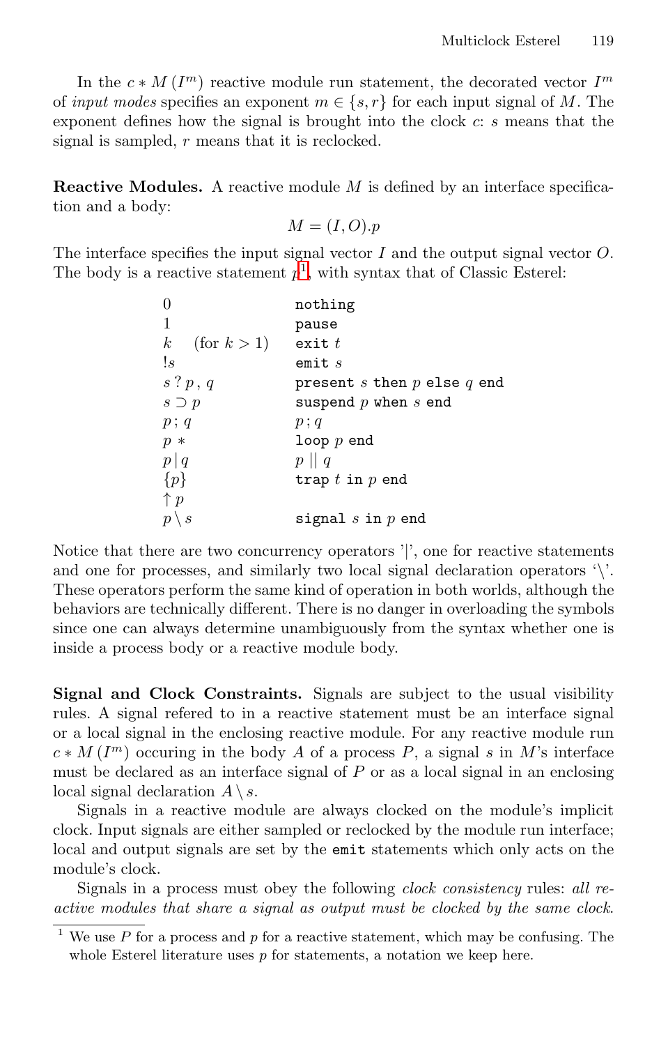In the $c * M\,(I^m)$ reactive module run statement, the decorated vector $I^m$ of *input modes* specifies an exponent $m \in \{s, r\}$ for each input signal of $M$. The exponent defines how the signal is brought into the clock $c$: $s$ means that the signal is sampled, $r$ means that it is reclocked.

**Reactive Modules.** A reactive module $M$ is defined by an interface specification and a body:

$$M = (I, O).p$$

The interface specifies the input signal vector $I$ and the output signal vector $O$. The body is a reactive statement $p$[1], with syntax that of Classic Esterel:

| | |
|---|---|
| $0$ | `nothing` |
| $1$ | `pause` |
| $k$ (for $k > 1$) | `exit` $t$ |
| $!s$ | `emit` $s$ |
| $s\,?\,p\,,\,q$ | `present` $s$ `then` $p$ `else` $q$ `end` |
| $s \supset p$ | `suspend` $p$ `when` $s$ `end` |
| $p\,;\,q$ | $p\,;\,q$ |
| $p\,*$ | `loop` $p$ `end` |
| $p \,\|\, q$ | $p \,\|\|\, q$ |
| $\{p\}$ | `trap` $t$ `in` $p$ `end` |
| $\uparrow p$ | |
| $p \setminus s$ | `signal` $s$ `in` $p$ `end` |

Notice that there are two concurrency operators '|', one for reactive statements and one for processes, and similarly two local signal declaration operators '\'. These operators perform the same kind of operation in both worlds, although the behaviors are technically different. There is no danger in overloading the symbols since one can always determine unambiguously from the syntax whether one is inside a process body or a reactive module body.

**Signal and Clock Constraints.** Signals are subject to the usual visibility rules. A signal refered to in a reactive statement must be an interface signal or a local signal in the enclosing reactive module. For any reactive module run $c * M\,(I^m)$ occuring in the body $A$ of a process $P$, a signal $s$ in $M$'s interface must be declared as an interface signal of $P$ or as a local signal in an enclosing local signal declaration $A \setminus s$.

Signals in a reactive module are always clocked on the module's implicit clock. Input signals are either sampled or reclocked by the module run interface; local and output signals are set by the `emit` statements which only acts on the module's clock.

Signals in a process must obey the following *clock consistency* rules: *all reactive modules that share a signal as output must be clocked by the same clock.*

[1] We use $P$ for a process and $p$ for a reactive statement, which may be confusing. The whole Esterel literature uses $p$ for statements, a notation we keep here.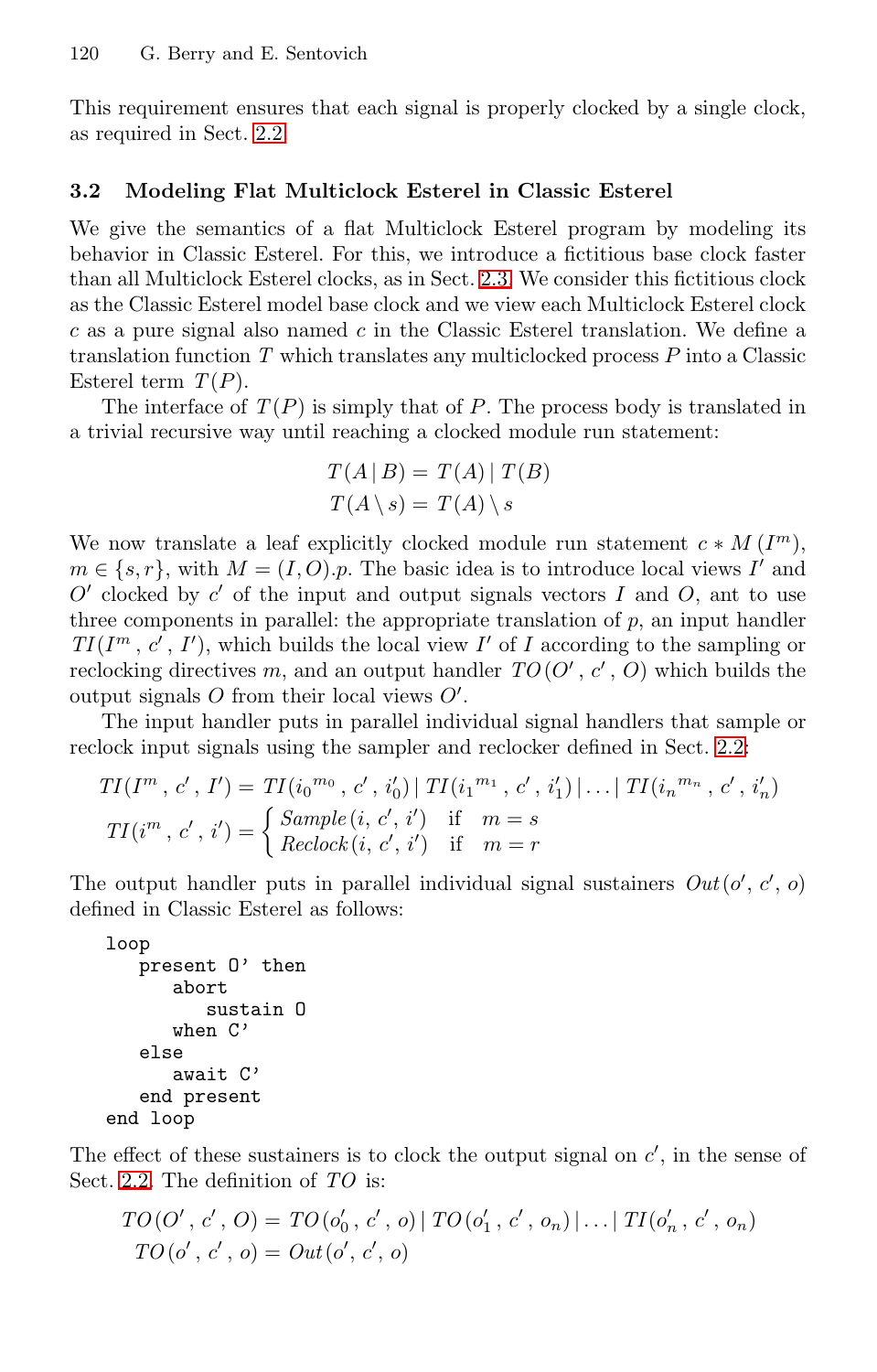This requirement ensures that each signal is properly clocked by a single clock, as required in Sect. 2.2.

### 3.2 Modeling Flat Multiclock Esterel in Classic Esterel

We give the semantics of a flat Multiclock Esterel program by modeling its behavior in Classic Esterel. For this, we introduce a fictitious base clock faster than all Multiclock Esterel clocks, as in Sect. 2.3. We consider this fictitious clock as the Classic Esterel model base clock and we view each Multiclock Esterel clock $c$ as a pure signal also named $c$ in the Classic Esterel translation. We define a translation function $T$ which translates any multiclocked process $P$ into a Classic Esterel term $T(P)$.

The interface of $T(P)$ is simply that of $P$. The process body is translated in a trivial recursive way until reaching a clocked module run statement:

$$T(A \mid B) = T(A) \mid T(B)$$
$$T(A \setminus s) = T(A) \setminus s$$

We now translate a leaf explicitly clocked module run statement $c * M(I^m)$, $m \in \{s, r\}$, with $M = (I, O).p$. The basic idea is to introduce local views $I'$ and $O'$ clocked by $c'$ of the input and output signals vectors $I$ and $O$, ant to use three components in parallel: the appropriate translation of $p$, an input handler $TI(I^m, c', I')$, which builds the local view $I'$ of $I$ according to the sampling or reclocking directives $m$, and an output handler $TO(O', c', O)$ which builds the output signals $O$ from their local views $O'$.

The input handler puts in parallel individual signal handlers that sample or reclock input signals using the sampler and reclocker defined in Sect. 2.2:

$$TI(I^m, c', I') = TI({i_0}^{m_0}, c', i'_0) \mid TI({i_1}^{m_1}, c', i'_1) \mid \ldots \mid TI({i_n}^{m_n}, c', i'_n)$$

$$TI(i^m, c', i') = \begin{cases} \mathit{Sample}(i, c', i') & \text{if} \quad m = s \\ \mathit{Reclock}(i, c', i') & \text{if} \quad m = r \end{cases}$$

The output handler puts in parallel individual signal sustainers $\mathit{Out}(o', c', o)$ defined in Classic Esterel as follows:

```
loop
   present O' then
      abort
         sustain O
      when C'
   else
      await C'
   end present
end loop
```

The effect of these sustainers is to clock the output signal on $c'$, in the sense of Sect. 2.2. The definition of $TO$ is:

$$TO(O', c', O) = TO(o'_0, c', o) \mid TO(o'_1, c', o_n) \mid \ldots \mid TI(o'_n, c', o_n)$$
$$TO(o', c', o) = \mathit{Out}(o', c', o)$$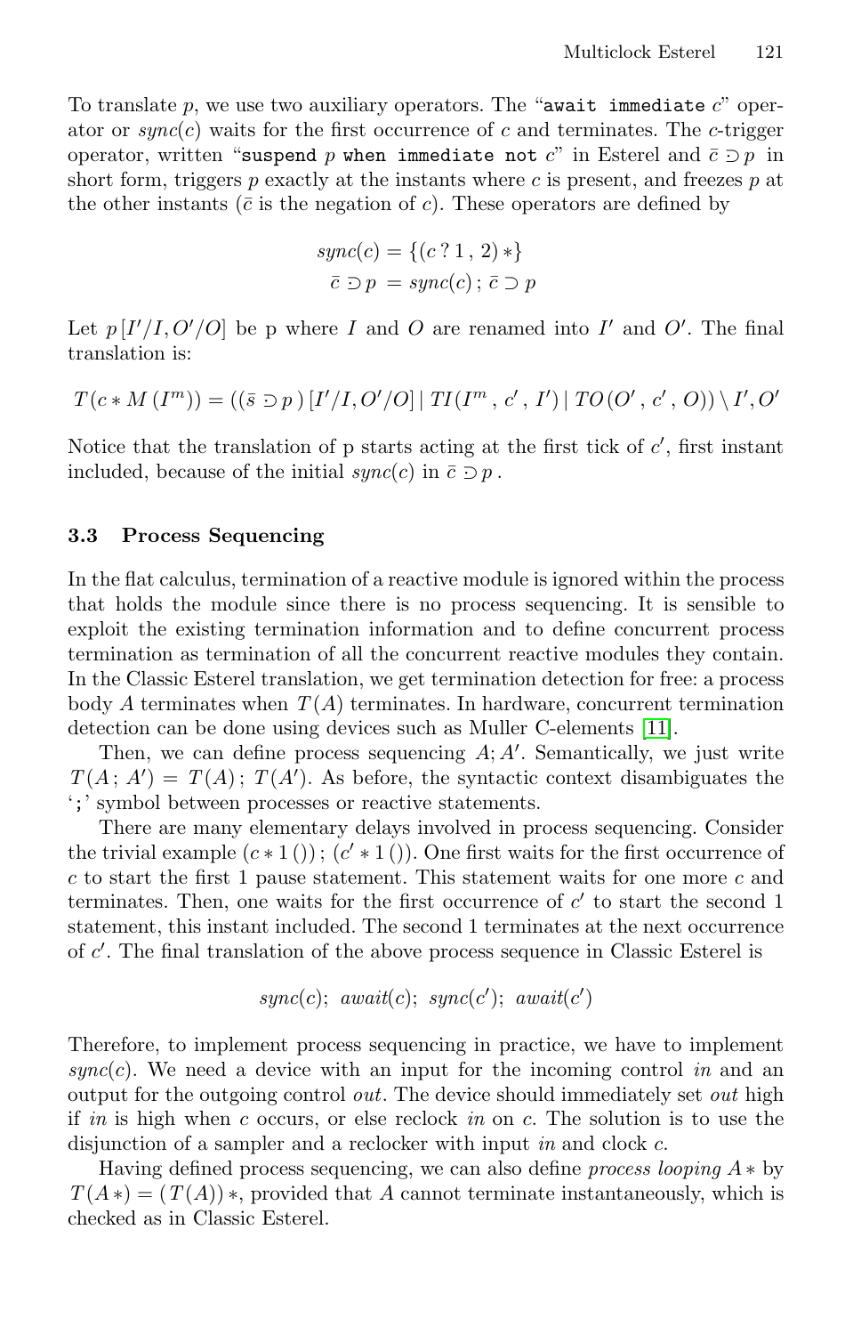To translate $p$, we use two auxiliary operators. The "`await immediate` $c$" operator or $sync(c)$ waits for the first occurrence of $c$ and terminates. The $c$-trigger operator, written "`suspend` $p$ `when immediate not` $c$" in Esterel and $\bar{c} \supset p$ in short form, triggers $p$ exactly at the instants where $c$ is present, and freezes $p$ at the other instants ($\bar{c}$ is the negation of $c$). These operators are defined by

$$sync(c) = \{(c\,?\,1\,,\,2)\,*\}$$
$$\bar{c} \supset p \;= sync(c)\,;\,\bar{c} \supset p$$

Let $p\,[I'/I, O'/O]$ be p where $I$ and $O$ are renamed into $I'$ and $O'$. The final translation is:

$$T(c * M\,(I^m)) = ((\bar{s} \supset p\,)\,[I'/I, O'/O]\,|\,TI(I^m\,,\,c'\,,\,I')\,|\,TO\,(O'\,,\,c'\,,\,O))\setminus I', O'$$

Notice that the translation of p starts acting at the first tick of $c'$, first instant included, because of the initial $sync(c)$ in $\bar{c} \supset p$ .

### 3.3 Process Sequencing

In the flat calculus, termination of a reactive module is ignored within the process that holds the module since there is no process sequencing. It is sensible to exploit the existing termination information and to define concurrent process termination as termination of all the concurrent reactive modules they contain. In the Classic Esterel translation, we get termination detection for free: a process body $A$ terminates when $T(A)$ terminates. In hardware, concurrent termination detection can be done using devices such as Muller C-elements [11].

Then, we can define process sequencing $A; A'$. Semantically, we just write $T(A\,;\,A') = T(A)\,;\,T(A')$. As before, the syntactic context disambiguates the '`;`' symbol between processes or reactive statements.

There are many elementary delays involved in process sequencing. Consider the trivial example $(c * 1\,())\,;\,(c' * 1\,())$. One first waits for the first occurrence of $c$ to start the first 1 pause statement. This statement waits for one more $c$ and terminates. Then, one waits for the first occurrence of $c'$ to start the second 1 statement, this instant included. The second 1 terminates at the next occurrence of $c'$. The final translation of the above process sequence in Classic Esterel is

$$sync(c);\;\; await(c);\;\; sync(c');\;\; await(c')$$

Therefore, to implement process sequencing in practice, we have to implement $sync(c)$. We need a device with an input for the incoming control *in* and an output for the outgoing control *out*. The device should immediately set *out* high if *in* is high when $c$ occurs, or else reclock *in* on $c$. The solution is to use the disjunction of a sampler and a reclocker with input *in* and clock $c$.

Having defined process sequencing, we can also define *process looping* $A*$ by $T(A*) = (\,T(A))\,*$, provided that $A$ cannot terminate instantaneously, which is checked as in Classic Esterel.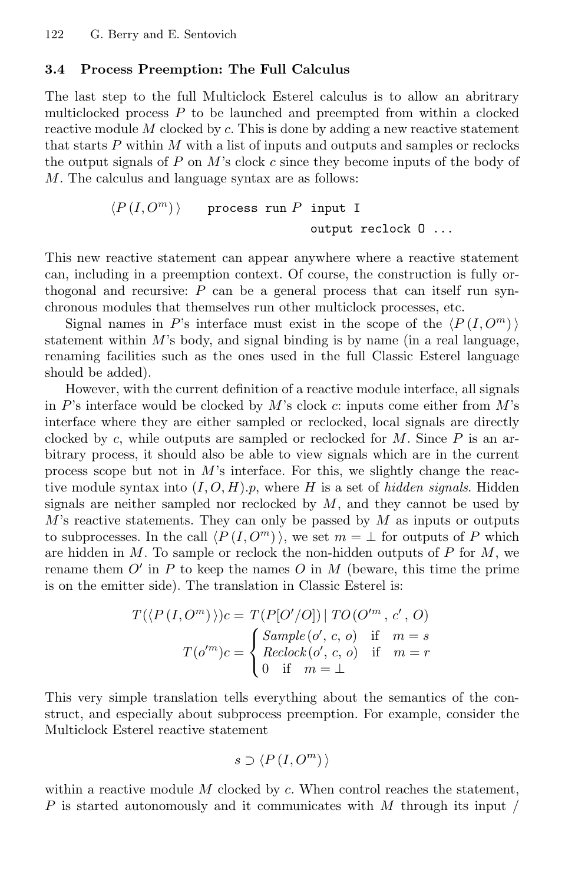### 3.4 Process Preemption: The Full Calculus

The last step to the full Multiclock Esterel calculus is to allow an abitrary multiclocked process $P$ to be launched and preempted from within a clocked reactive module $M$ clocked by $c$. This is done by adding a new reactive statement that starts $P$ within $M$ with a list of inputs and outputs and samples or reclocks the output signals of $P$ on $M$'s clock $c$ since they become inputs of the body of $M$. The calculus and language syntax are as follows:

$\langle P\,(I, O^m)\,\rangle$ 

```
process run P  input I
               output reclock O ...
```

This new reactive statement can appear anywhere where a reactive statement can, including in a preemption context. Of course, the construction is fully orthogonal and recursive: $P$ can be a general process that can itself run synchronous modules that themselves run other multiclock processes, etc.

Signal names in $P$'s interface must exist in the scope of the $\langle P\,(I, O^m)\,\rangle$ statement within $M$'s body, and signal binding is by name (in a real language, renaming facilities such as the ones used in the full Classic Esterel language should be added).

However, with the current definition of a reactive module interface, all signals in $P$'s interface would be clocked by $M$'s clock $c$: inputs come either from $M$'s interface where they are either sampled or reclocked, local signals are directly clocked by $c$, while outputs are sampled or reclocked for $M$. Since $P$ is an arbitrary process, it should also be able to view signals which are in the current process scope but not in $M$'s interface. For this, we slightly change the reactive module syntax into $(I, O, H).p$, where $H$ is a set of *hidden signals*. Hidden signals are neither sampled nor reclocked by $M$, and they cannot be used by $M$'s reactive statements. They can only be passed by $M$ as inputs or outputs to subprocesses. In the call $\langle P\,(I, O^m)\,\rangle$, we set $m = \bot$ for outputs of $P$ which are hidden in $M$. To sample or reclock the non-hidden outputs of $P$ for $M$, we rename them $O'$ in $P$ to keep the names $O$ in $M$ (beware, this time the prime is on the emitter side). The translation in Classic Esterel is:

$$T(\langle P\,(I, O^m)\,\rangle)c = T(P[O'/O])\,|\,TO\,(O'^m\,,\,c'\,,\,O)$$

$$T(o'^m)c = \begin{cases} \mathit{Sample}\,(o',\,c,\,o) & \text{if} \quad m = s \\ \mathit{Reclock}\,(o',\,c,\,o) & \text{if} \quad m = r \\ 0 \quad \text{if} \quad m = \bot \end{cases}$$

This very simple translation tells everything about the semantics of the construct, and especially about subprocess preemption. For example, consider the Multiclock Esterel reactive statement

$$s \supset \langle P\,(I, O^m)\,\rangle$$

within a reactive module $M$ clocked by $c$. When control reaches the statement, $P$ is started autonomously and it communicates with $M$ through its input /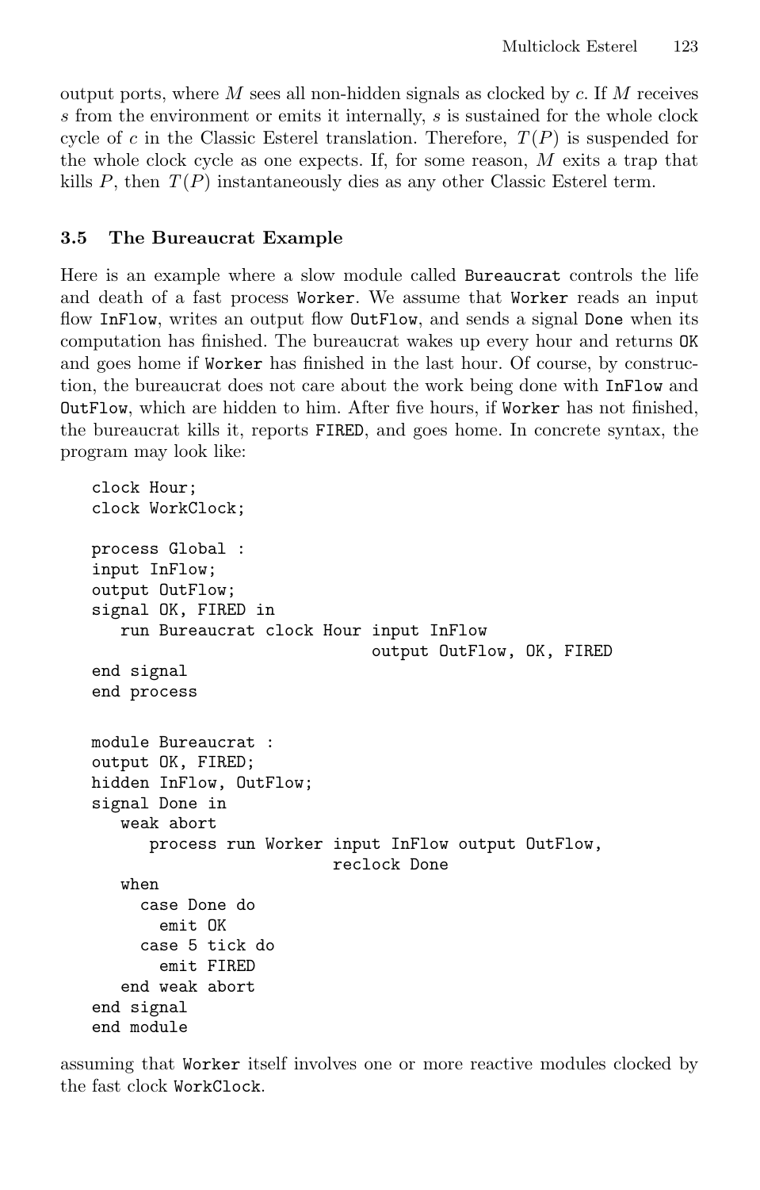output ports, where $M$ sees all non-hidden signals as clocked by $c$. If $M$ receives $s$ from the environment or emits it internally, $s$ is sustained for the whole clock cycle of $c$ in the Classic Esterel translation. Therefore, $T(P)$ is suspended for the whole clock cycle as one expects. If, for some reason, $M$ exits a trap that kills $P$, then $T(P)$ instantaneously dies as any other Classic Esterel term.

### 3.5 The Bureaucrat Example

Here is an example where a slow module called `Bureaucrat` controls the life and death of a fast process `Worker`. We assume that `Worker` reads an input flow `InFlow`, writes an output flow `OutFlow`, and sends a signal `Done` when its computation has finished. The bureaucrat wakes up every hour and returns `OK` and goes home if `Worker` has finished in the last hour. Of course, by construction, the bureaucrat does not care about the work being done with `InFlow` and `OutFlow`, which are hidden to him. After five hours, if `Worker` has not finished, the bureaucrat kills it, reports `FIRED`, and goes home. In concrete syntax, the program may look like:

```
clock Hour;
clock WorkClock;

process Global :
input InFlow;
output OutFlow;
signal OK, FIRED in
   run Bureaucrat clock Hour input InFlow
                             output OutFlow, OK, FIRED
end signal
end process


module Bureaucrat :
output OK, FIRED;
hidden InFlow, OutFlow;
signal Done in
   weak abort
      process run Worker input InFlow output OutFlow,
                         reclock Done
   when
     case Done do
       emit OK
     case 5 tick do
       emit FIRED
   end weak abort
end signal
end module
```

assuming that `Worker` itself involves one or more reactive modules clocked by the fast clock `WorkClock`.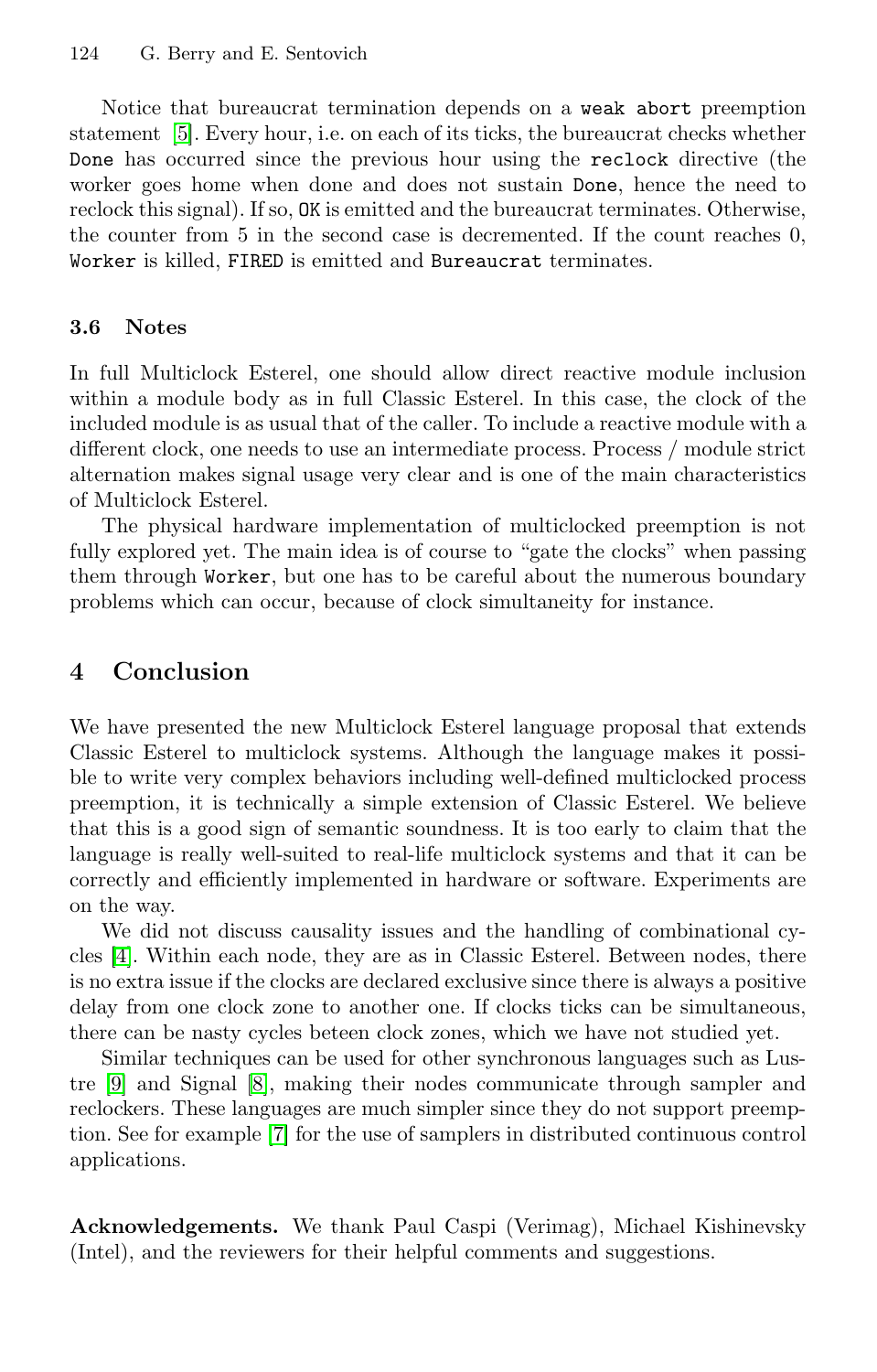Notice that bureaucrat termination depends on a `weak abort` preemption statement [5]. Every hour, i.e. on each of its ticks, the bureaucrat checks whether `Done` has occurred since the previous hour using the `reclock` directive (the worker goes home when done and does not sustain `Done`, hence the need to reclock this signal). If so, `OK` is emitted and the bureaucrat terminates. Otherwise, the counter from 5 in the second case is decremented. If the count reaches 0, `Worker` is killed, `FIRED` is emitted and `Bureaucrat` terminates.

### 3.6 Notes

In full Multiclock Esterel, one should allow direct reactive module inclusion within a module body as in full Classic Esterel. In this case, the clock of the included module is as usual that of the caller. To include a reactive module with a different clock, one needs to use an intermediate process. Process / module strict alternation makes signal usage very clear and is one of the main characteristics of Multiclock Esterel.

The physical hardware implementation of multiclocked preemption is not fully explored yet. The main idea is of course to "gate the clocks" when passing them through `Worker`, but one has to be careful about the numerous boundary problems which can occur, because of clock simultaneity for instance.

## 4 Conclusion

We have presented the new Multiclock Esterel language proposal that extends Classic Esterel to multiclock systems. Although the language makes it possible to write very complex behaviors including well-defined multiclocked process preemption, it is technically a simple extension of Classic Esterel. We believe that this is a good sign of semantic soundness. It is too early to claim that the language is really well-suited to real-life multiclock systems and that it can be correctly and efficiently implemented in hardware or software. Experiments are on the way.

We did not discuss causality issues and the handling of combinational cycles [4]. Within each node, they are as in Classic Esterel. Between nodes, there is no extra issue if the clocks are declared exclusive since there is always a positive delay from one clock zone to another one. If clocks ticks can be simultaneous, there can be nasty cycles beteen clock zones, which we have not studied yet.

Similar techniques can be used for other synchronous languages such as Lustre [9] and Signal [8], making their nodes communicate through sampler and reclockers. These languages are much simpler since they do not support preemption. See for example [7] for the use of samplers in distributed continuous control applications.

**Acknowledgements.** We thank Paul Caspi (Verimag), Michael Kishinevsky (Intel), and the reviewers for their helpful comments and suggestions.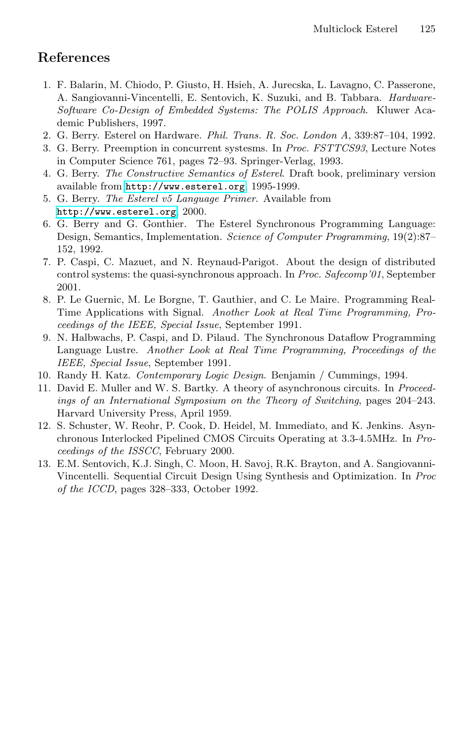## References

1. F. Balarin, M. Chiodo, P. Giusto, H. Hsieh, A. Jurecska, L. Lavagno, C. Passerone, A. Sangiovanni-Vincentelli, E. Sentovich, K. Suzuki, and B. Tabbara. *Hardware-Software Co-Design of Embedded Systems: The POLIS Approach*. Kluwer Academic Publishers, 1997.
2. G. Berry. Esterel on Hardware. *Phil. Trans. R. Soc. London A*, 339:87–104, 1992.
3. G. Berry. Preemption in concurrent systesms. In *Proc. FSTTCS93*, Lecture Notes in Computer Science 761, pages 72–93. Springer-Verlag, 1993.
4. G. Berry. *The Constructive Semantics of Esterel*. Draft book, preliminary version available from `http://www.esterel.org`, 1995-1999.
5. G. Berry. *The Esterel v5 Language Primer*. Available from `http://www.esterel.org`, 2000.
6. G. Berry and G. Gonthier. The Esterel Synchronous Programming Language: Design, Semantics, Implementation. *Science of Computer Programming*, 19(2):87–152, 1992.
7. P. Caspi, C. Mazuet, and N. Reynaud-Parigot. About the design of distributed control systems: the quasi-synchronous approach. In *Proc. Safecomp'01*, September 2001.
8. P. Le Guernic, M. Le Borgne, T. Gauthier, and C. Le Maire. Programming Real-Time Applications with Signal. *Another Look at Real Time Programming, Proceedings of the IEEE, Special Issue*, September 1991.
9. N. Halbwachs, P. Caspi, and D. Pilaud. The Synchronous Dataflow Programming Language Lustre. *Another Look at Real Time Programming, Proceedings of the IEEE, Special Issue*, September 1991.
10. Randy H. Katz. *Contemporary Logic Design*. Benjamin / Cummings, 1994.
11. David E. Muller and W. S. Bartky. A theory of asynchronous circuits. In *Proceedings of an International Symposium on the Theory of Switching*, pages 204–243. Harvard University Press, April 1959.
12. S. Schuster, W. Reohr, P. Cook, D. Heidel, M. Immediato, and K. Jenkins. Asynchronous Interlocked Pipelined CMOS Circuits Operating at 3.3-4.5MHz. In *Proceedings of the ISSCC*, February 2000.
13. E.M. Sentovich, K.J. Singh, C. Moon, H. Savoj, R.K. Brayton, and A. Sangiovanni-Vincentelli. Sequential Circuit Design Using Synthesis and Optimization. In *Proc of the ICCD*, pages 328–333, October 1992.